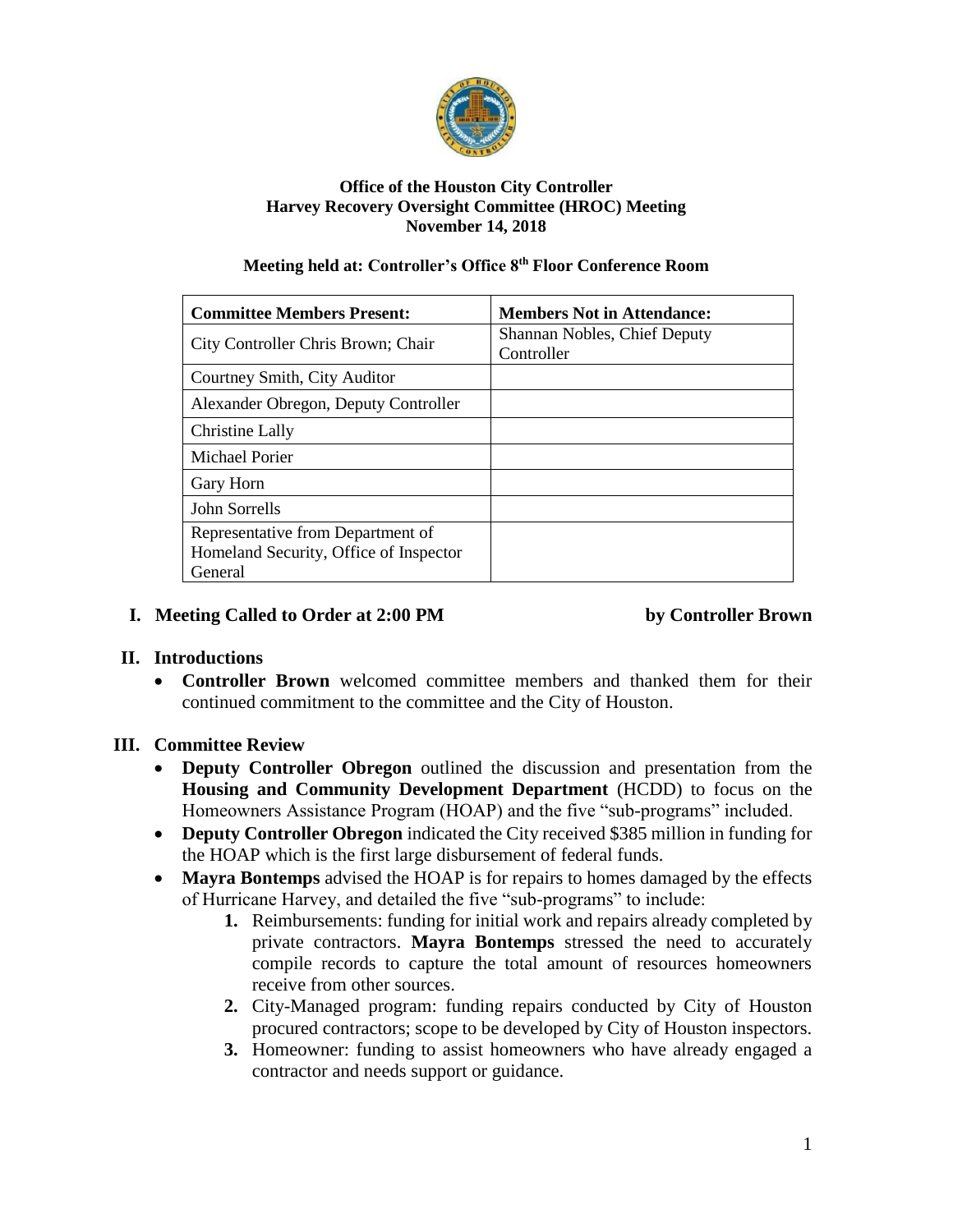**Office of the Houston City Controller**
**Harvey Recovery Oversight Committee (HROC) Meeting**
**November 14, 2018**

**Meeting held at: Controller's Office 8th Floor Conference Room**

| **Committee Members Present:** | **Members Not in Attendance:** |
| --- | --- |
| City Controller Chris Brown; Chair | Shannan Nobles, Chief Deputy Controller |
| Courtney Smith, City Auditor | |
| Alexander Obregon, Deputy Controller | |
| Christine Lally | |
| Michael Porier | |
| Gary Horn | |
| John Sorrells | |
| Representative from Department of Homeland Security, Office of Inspector General | |

## I. Meeting Called to Order at 2:00 PM by Controller Brown

## II. Introductions

- **Controller Brown** welcomed committee members and thanked them for their continued commitment to the committee and the City of Houston.

## III. Committee Review

- **Deputy Controller Obregon** outlined the discussion and presentation from the **Housing and Community Development Department** (HCDD) to focus on the Homeowners Assistance Program (HOAP) and the five "sub-programs" included.
- **Deputy Controller Obregon** indicated the City received $385 million in funding for the HOAP which is the first large disbursement of federal funds.
- **Mayra Bontemps** advised the HOAP is for repairs to homes damaged by the effects of Hurricane Harvey, and detailed the five "sub-programs" to include:
    1. Reimbursements: funding for initial work and repairs already completed by private contractors. **Mayra Bontemps** stressed the need to accurately compile records to capture the total amount of resources homeowners receive from other sources.
    2. City-Managed program: funding repairs conducted by City of Houston procured contractors; scope to be developed by City of Houston inspectors.
    3. Homeowner: funding to assist homeowners who have already engaged a contractor and needs support or guidance.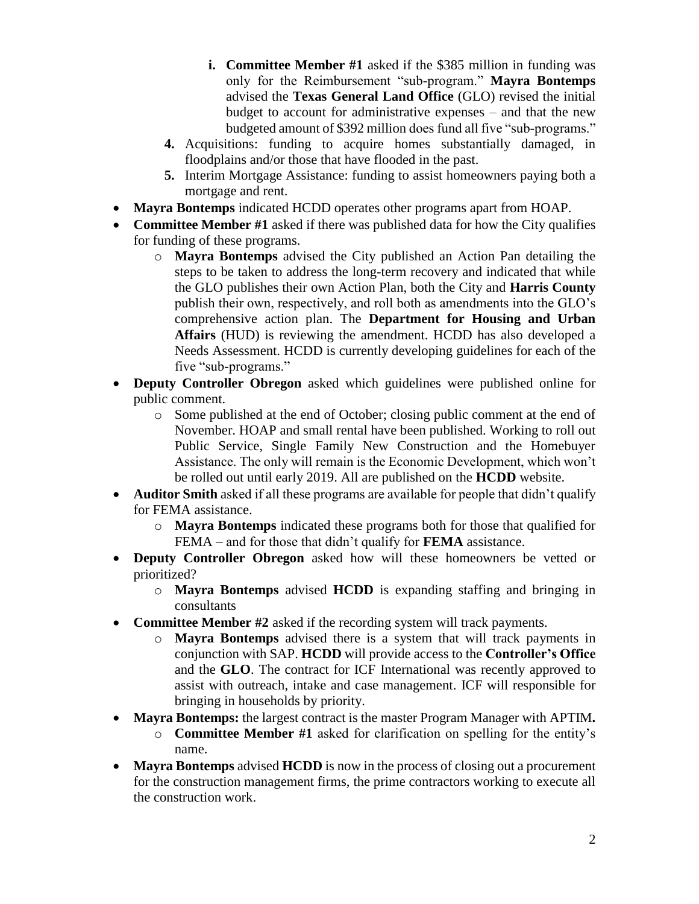i. **Committee Member #1** asked if the $385 million in funding was only for the Reimbursement "sub-program." **Mayra Bontemps** advised the **Texas General Land Office** (GLO) revised the initial budget to account for administrative expenses – and that the new budgeted amount of $392 million does fund all five "sub-programs."

    4. Acquisitions: funding to acquire homes substantially damaged, in floodplains and/or those that have flooded in the past.
    5. Interim Mortgage Assistance: funding to assist homeowners paying both a mortgage and rent.

- **Mayra Bontemps** indicated HCDD operates other programs apart from HOAP.
- **Committee Member #1** asked if there was published data for how the City qualifies for funding of these programs.
    - **Mayra Bontemps** advised the City published an Action Pan detailing the steps to be taken to address the long-term recovery and indicated that while the GLO publishes their own Action Plan, both the City and **Harris County** publish their own, respectively, and roll both as amendments into the GLO's comprehensive action plan. The **Department for Housing and Urban Affairs** (HUD) is reviewing the amendment. HCDD has also developed a Needs Assessment. HCDD is currently developing guidelines for each of the five "sub-programs."
- **Deputy Controller Obregon** asked which guidelines were published online for public comment.
    - Some published at the end of October; closing public comment at the end of November. HOAP and small rental have been published. Working to roll out Public Service, Single Family New Construction and the Homebuyer Assistance. The only will remain is the Economic Development, which won't be rolled out until early 2019. All are published on the **HCDD** website.
- **Auditor Smith** asked if all these programs are available for people that didn't qualify for FEMA assistance.
    - **Mayra Bontemps** indicated these programs both for those that qualified for FEMA – and for those that didn't qualify for **FEMA** assistance.
- **Deputy Controller Obregon** asked how will these homeowners be vetted or prioritized?
    - **Mayra Bontemps** advised **HCDD** is expanding staffing and bringing in consultants
- **Committee Member #2** asked if the recording system will track payments.
    - **Mayra Bontemps** advised there is a system that will track payments in conjunction with SAP. **HCDD** will provide access to the **Controller's Office** and the **GLO**. The contract for ICF International was recently approved to assist with outreach, intake and case management. ICF will responsible for bringing in households by priority.
- **Mayra Bontemps:** the largest contract is the master Program Manager with APTIM**.**
    - **Committee Member #1** asked for clarification on spelling for the entity's name.
- **Mayra Bontemps** advised **HCDD** is now in the process of closing out a procurement for the construction management firms, the prime contractors working to execute all the construction work.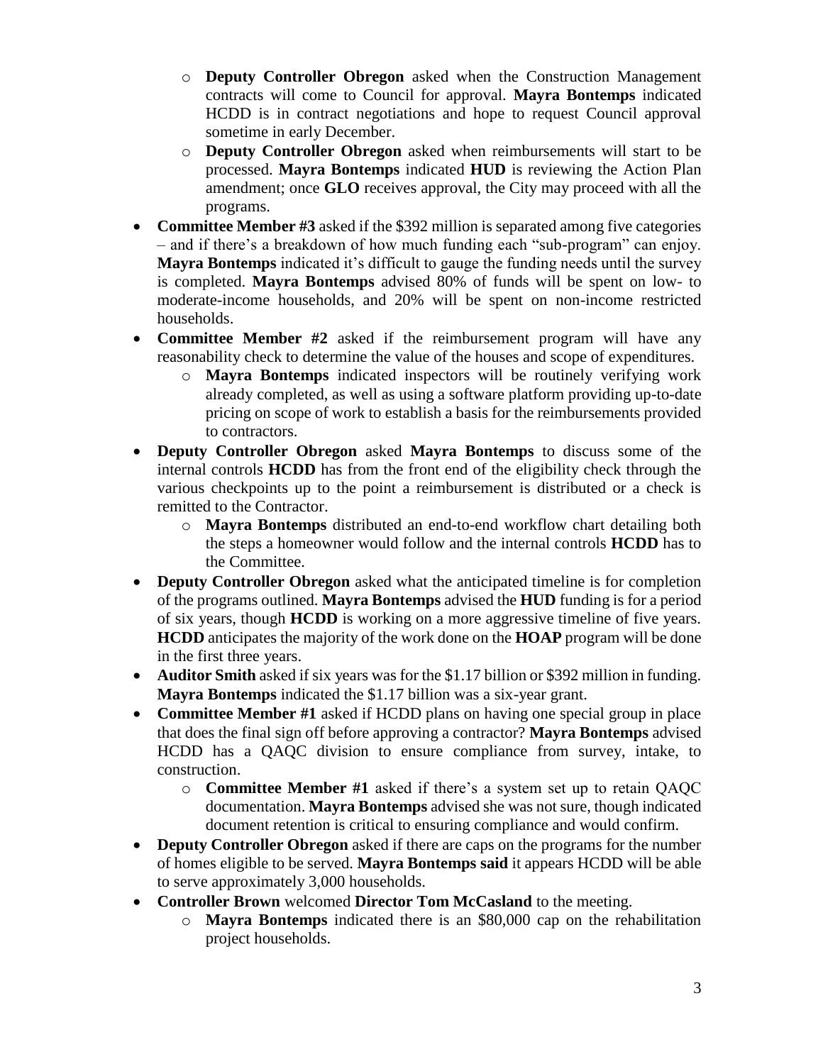- **Deputy Controller Obregon** asked when the Construction Management contracts will come to Council for approval. **Mayra Bontemps** indicated HCDD is in contract negotiations and hope to request Council approval sometime in early December.
   - **Deputy Controller Obregon** asked when reimbursements will start to be processed. **Mayra Bontemps** indicated **HUD** is reviewing the Action Plan amendment; once **GLO** receives approval, the City may proceed with all the programs.

- **Committee Member #3** asked if the $392 million is separated among five categories – and if there's a breakdown of how much funding each "sub-program" can enjoy. **Mayra Bontemps** indicated it's difficult to gauge the funding needs until the survey is completed. **Mayra Bontemps** advised 80% of funds will be spent on low- to moderate-income households, and 20% will be spent on non-income restricted households.
- **Committee Member #2** asked if the reimbursement program will have any reasonability check to determine the value of the houses and scope of expenditures.
   - **Mayra Bontemps** indicated inspectors will be routinely verifying work already completed, as well as using a software platform providing up-to-date pricing on scope of work to establish a basis for the reimbursements provided to contractors.
- **Deputy Controller Obregon** asked **Mayra Bontemps** to discuss some of the internal controls **HCDD** has from the front end of the eligibility check through the various checkpoints up to the point a reimbursement is distributed or a check is remitted to the Contractor.
   - **Mayra Bontemps** distributed an end-to-end workflow chart detailing both the steps a homeowner would follow and the internal controls **HCDD** has to the Committee.
- **Deputy Controller Obregon** asked what the anticipated timeline is for completion of the programs outlined. **Mayra Bontemps** advised the **HUD** funding is for a period of six years, though **HCDD** is working on a more aggressive timeline of five years. **HCDD** anticipates the majority of the work done on the **HOAP** program will be done in the first three years.
- **Auditor Smith** asked if six years was for the $1.17 billion or $392 million in funding. **Mayra Bontemps** indicated the $1.17 billion was a six-year grant.
- **Committee Member #1** asked if HCDD plans on having one special group in place that does the final sign off before approving a contractor? **Mayra Bontemps** advised HCDD has a QAQC division to ensure compliance from survey, intake, to construction.
   - **Committee Member #1** asked if there's a system set up to retain QAQC documentation. **Mayra Bontemps** advised she was not sure, though indicated document retention is critical to ensuring compliance and would confirm.
- **Deputy Controller Obregon** asked if there are caps on the programs for the number of homes eligible to be served. **Mayra Bontemps said** it appears HCDD will be able to serve approximately 3,000 households.
- **Controller Brown** welcomed **Director Tom McCasland** to the meeting.
   - **Mayra Bontemps** indicated there is an $80,000 cap on the rehabilitation project households.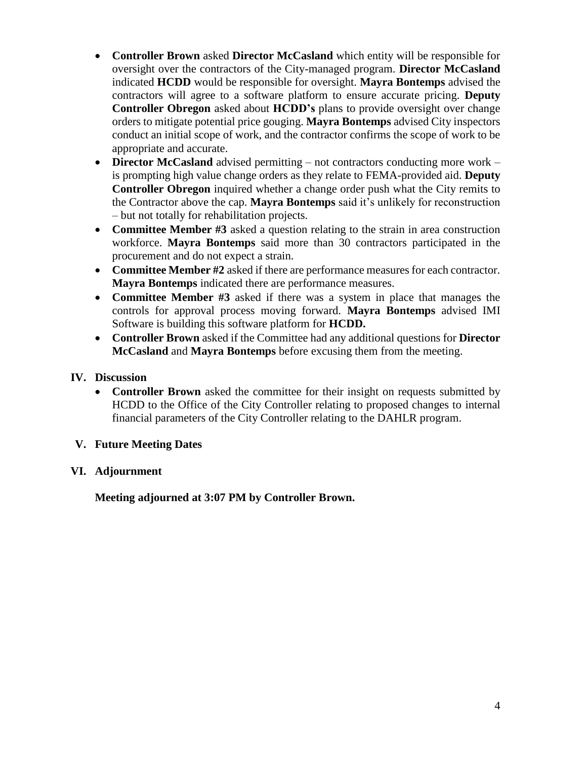- **Controller Brown** asked **Director McCasland** which entity will be responsible for oversight over the contractors of the City-managed program. **Director McCasland** indicated **HCDD** would be responsible for oversight. **Mayra Bontemps** advised the contractors will agree to a software platform to ensure accurate pricing. **Deputy Controller Obregon** asked about **HCDD's** plans to provide oversight over change orders to mitigate potential price gouging. **Mayra Bontemps** advised City inspectors conduct an initial scope of work, and the contractor confirms the scope of work to be appropriate and accurate.
- **Director McCasland** advised permitting – not contractors conducting more work – is prompting high value change orders as they relate to FEMA-provided aid. **Deputy Controller Obregon** inquired whether a change order push what the City remits to the Contractor above the cap. **Mayra Bontemps** said it's unlikely for reconstruction – but not totally for rehabilitation projects.
- **Committee Member #3** asked a question relating to the strain in area construction workforce. **Mayra Bontemps** said more than 30 contractors participated in the procurement and do not expect a strain.
- **Committee Member #2** asked if there are performance measures for each contractor. **Mayra Bontemps** indicated there are performance measures.
- **Committee Member #3** asked if there was a system in place that manages the controls for approval process moving forward. **Mayra Bontemps** advised IMI Software is building this software platform for **HCDD.**
- **Controller Brown** asked if the Committee had any additional questions for **Director McCasland** and **Mayra Bontemps** before excusing them from the meeting.

## IV. Discussion

- **Controller Brown** asked the committee for their insight on requests submitted by HCDD to the Office of the City Controller relating to proposed changes to internal financial parameters of the City Controller relating to the DAHLR program.

## V. Future Meeting Dates

## VI. Adjournment

**Meeting adjourned at 3:07 PM by Controller Brown.**